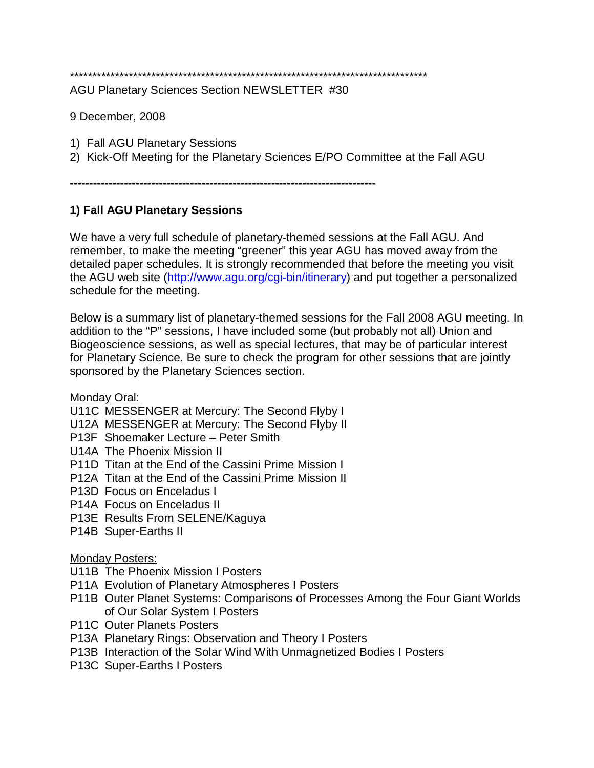*******************************************************************************

AGU Planetary Sciences Section NEWSLETTER #30

9 December, 2008

1) Fall AGU Planetary Sessions
2) Kick-Off Meeting for the Planetary Sciences E/PO Committee at the Fall AGU

---

## 1) Fall AGU Planetary Sessions

We have a very full schedule of planetary-themed sessions at the Fall AGU. And remember, to make the meeting "greener" this year AGU has moved away from the detailed paper schedules. It is strongly recommended that before the meeting you visit the AGU web site ([http://www.agu.org/cgi-bin/itinerary](http://www.agu.org/cgi-bin/itinerary)) and put together a personalized schedule for the meeting.

Below is a summary list of planetary-themed sessions for the Fall 2008 AGU meeting. In addition to the "P" sessions, I have included some (but probably not all) Union and Biogeoscience sessions, as well as special lectures, that may be of particular interest for Planetary Science. Be sure to check the program for other sessions that are jointly sponsored by the Planetary Sciences section.

<u>Monday Oral:</u>

U11C MESSENGER at Mercury: The Second Flyby I
U12A MESSENGER at Mercury: The Second Flyby II
P13F Shoemaker Lecture – Peter Smith
U14A The Phoenix Mission II
P11D Titan at the End of the Cassini Prime Mission I
P12A Titan at the End of the Cassini Prime Mission II
P13D Focus on Enceladus I
P14A Focus on Enceladus II
P13E Results From SELENE/Kaguya
P14B Super-Earths II

<u>Monday Posters:</u>

U11B The Phoenix Mission I Posters
P11A Evolution of Planetary Atmospheres I Posters
P11B Outer Planet Systems: Comparisons of Processes Among the Four Giant Worlds of Our Solar System I Posters
P11C Outer Planets Posters
P13A Planetary Rings: Observation and Theory I Posters
P13B Interaction of the Solar Wind With Unmagnetized Bodies I Posters
P13C Super-Earths I Posters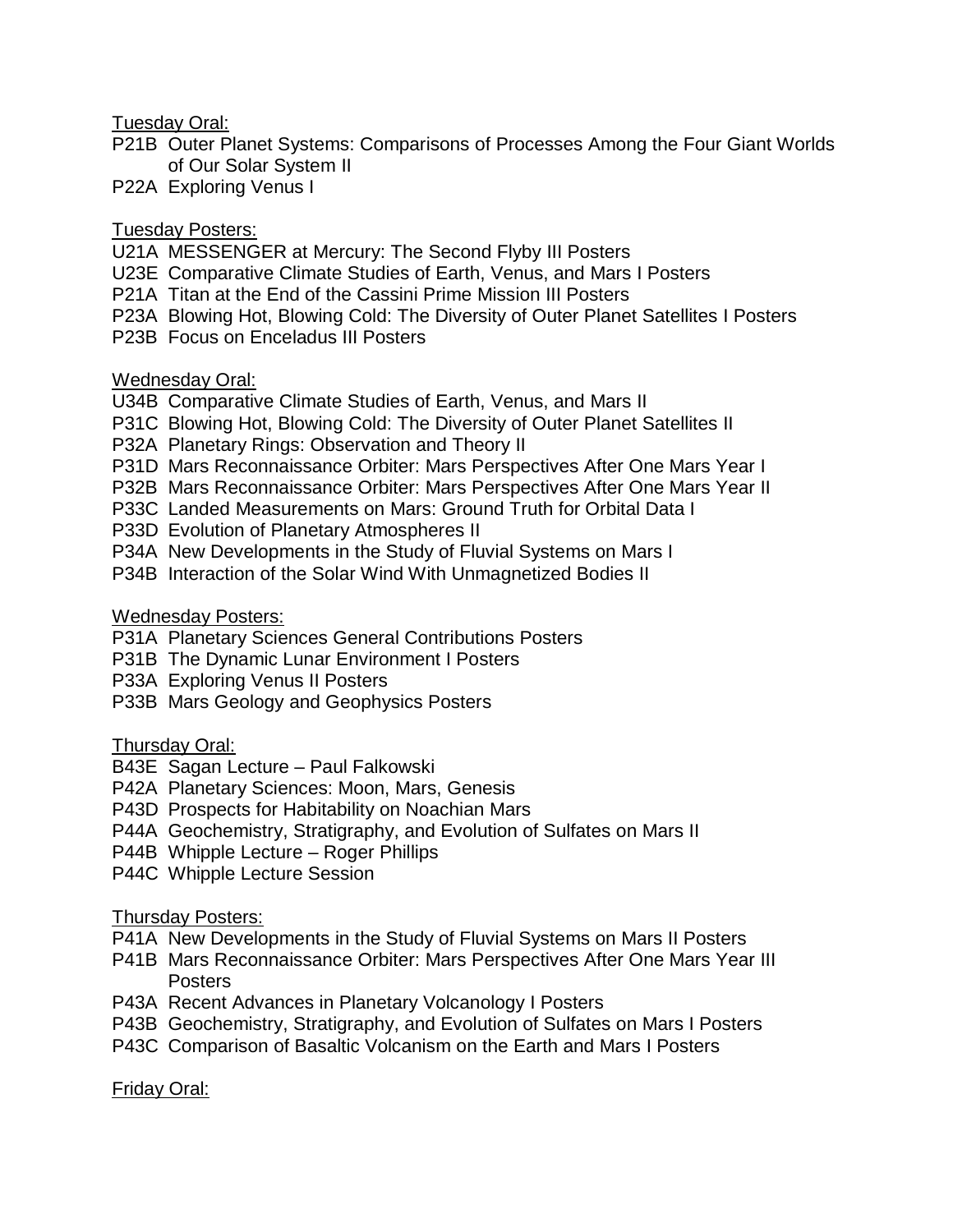Tuesday Oral:

- P21B Outer Planet Systems: Comparisons of Processes Among the Four Giant Worlds of Our Solar System II
- P22A Exploring Venus I

Tuesday Posters:

- U21A MESSENGER at Mercury: The Second Flyby III Posters
- U23E Comparative Climate Studies of Earth, Venus, and Mars I Posters
- P21A Titan at the End of the Cassini Prime Mission III Posters
- P23A Blowing Hot, Blowing Cold: The Diversity of Outer Planet Satellites I Posters
- P23B Focus on Enceladus III Posters

Wednesday Oral:

- U34B Comparative Climate Studies of Earth, Venus, and Mars II
- P31C Blowing Hot, Blowing Cold: The Diversity of Outer Planet Satellites II
- P32A Planetary Rings: Observation and Theory II
- P31D Mars Reconnaissance Orbiter: Mars Perspectives After One Mars Year I
- P32B Mars Reconnaissance Orbiter: Mars Perspectives After One Mars Year II
- P33C Landed Measurements on Mars: Ground Truth for Orbital Data I
- P33D Evolution of Planetary Atmospheres II
- P34A New Developments in the Study of Fluvial Systems on Mars I
- P34B Interaction of the Solar Wind With Unmagnetized Bodies II

Wednesday Posters:

- P31A Planetary Sciences General Contributions Posters
- P31B The Dynamic Lunar Environment I Posters
- P33A Exploring Venus II Posters
- P33B Mars Geology and Geophysics Posters

Thursday Oral:

- B43E Sagan Lecture – Paul Falkowski
- P42A Planetary Sciences: Moon, Mars, Genesis
- P43D Prospects for Habitability on Noachian Mars
- P44A Geochemistry, Stratigraphy, and Evolution of Sulfates on Mars II
- P44B Whipple Lecture – Roger Phillips
- P44C Whipple Lecture Session

Thursday Posters:

- P41A New Developments in the Study of Fluvial Systems on Mars II Posters
- P41B Mars Reconnaissance Orbiter: Mars Perspectives After One Mars Year III Posters
- P43A Recent Advances in Planetary Volcanology I Posters
- P43B Geochemistry, Stratigraphy, and Evolution of Sulfates on Mars I Posters
- P43C Comparison of Basaltic Volcanism on the Earth and Mars I Posters

Friday Oral: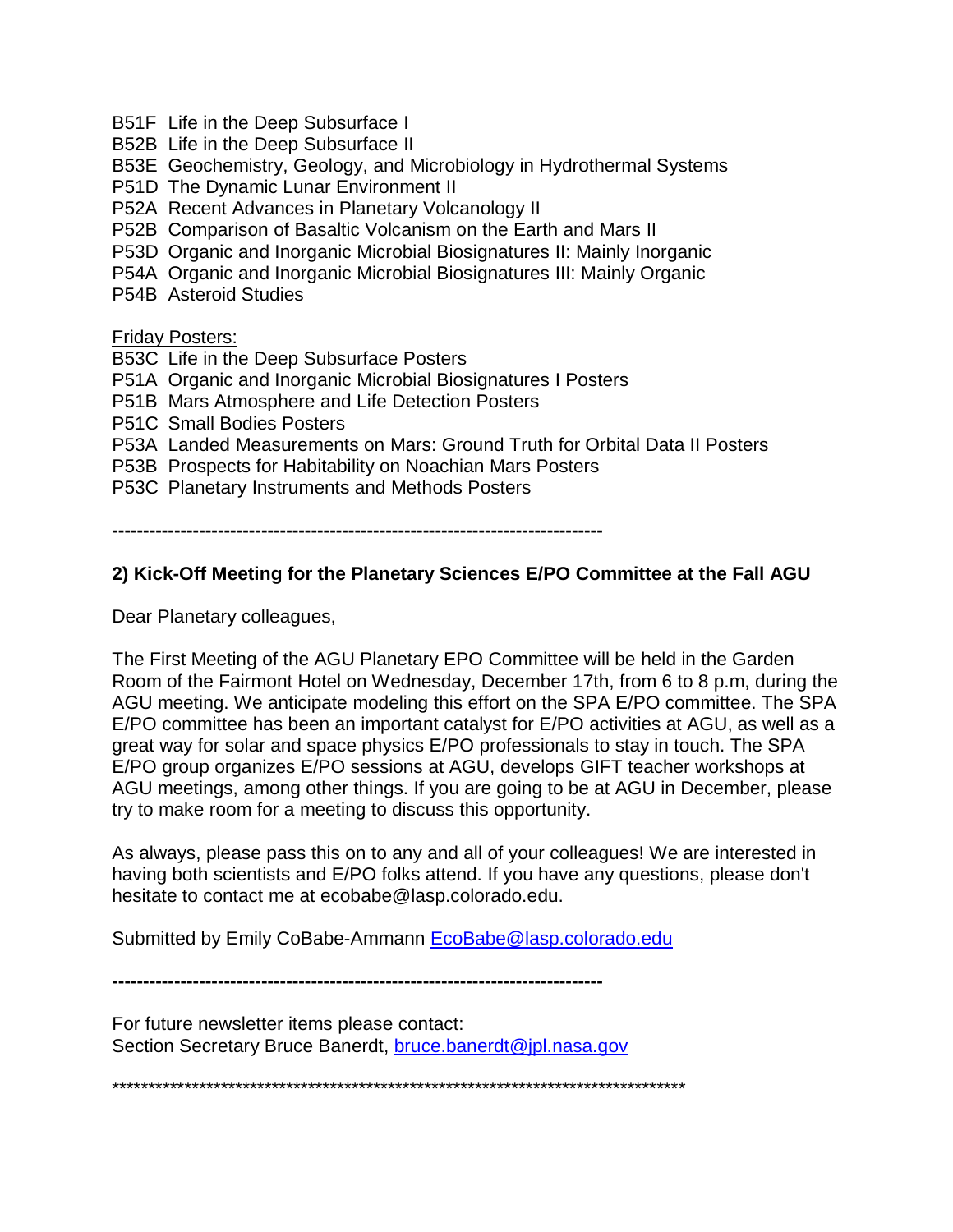B51F Life in the Deep Subsurface I
B52B Life in the Deep Subsurface II
B53E Geochemistry, Geology, and Microbiology in Hydrothermal Systems
P51D The Dynamic Lunar Environment II
P52A Recent Advances in Planetary Volcanology II
P52B Comparison of Basaltic Volcanism on the Earth and Mars II
P53D Organic and Inorganic Microbial Biosignatures II: Mainly Inorganic
P54A Organic and Inorganic Microbial Biosignatures III: Mainly Organic
P54B Asteroid Studies

Friday Posters:
B53C Life in the Deep Subsurface Posters
P51A Organic and Inorganic Microbial Biosignatures I Posters
P51B Mars Atmosphere and Life Detection Posters
P51C Small Bodies Posters
P53A Landed Measurements on Mars: Ground Truth for Orbital Data II Posters
P53B Prospects for Habitability on Noachian Mars Posters
P53C Planetary Instruments and Methods Posters

--------------------------------------------------------------------------------

**2) Kick-Off Meeting for the Planetary Sciences E/PO Committee at the Fall AGU**

Dear Planetary colleagues,

The First Meeting of the AGU Planetary EPO Committee will be held in the Garden Room of the Fairmont Hotel on Wednesday, December 17th, from 6 to 8 p.m, during the AGU meeting. We anticipate modeling this effort on the SPA E/PO committee. The SPA E/PO committee has been an important catalyst for E/PO activities at AGU, as well as a great way for solar and space physics E/PO professionals to stay in touch. The SPA E/PO group organizes E/PO sessions at AGU, develops GIFT teacher workshops at AGU meetings, among other things. If you are going to be at AGU in December, please try to make room for a meeting to discuss this opportunity.

As always, please pass this on to any and all of your colleagues! We are interested in having both scientists and E/PO folks attend. If you have any questions, please don't hesitate to contact me at ecobabe@lasp.colorado.edu.

Submitted by Emily CoBabe-Ammann EcoBabe@lasp.colorado.edu

--------------------------------------------------------------------------------

For future newsletter items please contact:
Section Secretary Bruce Banerdt, bruce.banerdt@jpl.nasa.gov

*********************************************************************************